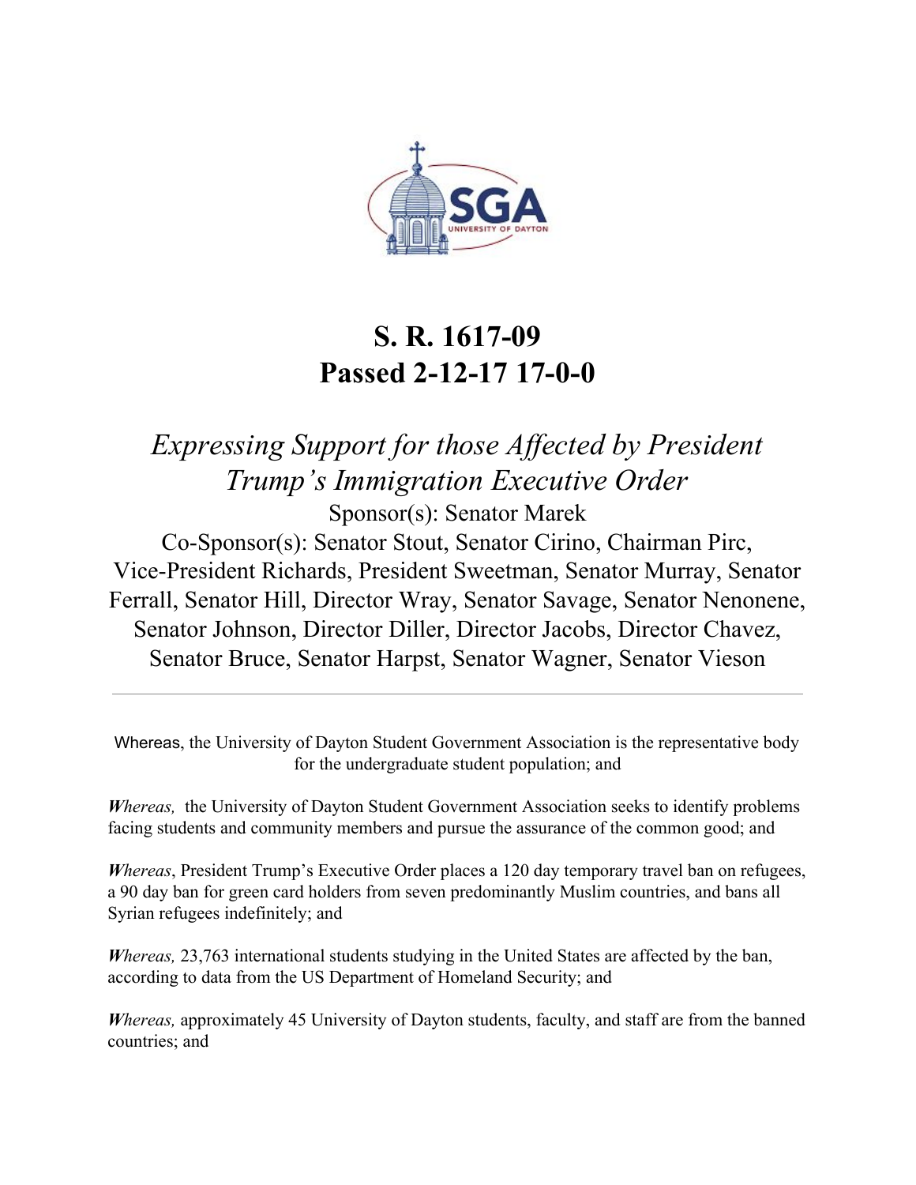# S. R. 1617-09
# Passed 2-12-17 17-0-0

## *Expressing Support for those Affected by President Trump's Immigration Executive Order*

Sponsor(s): Senator Marek

Co-Sponsor(s): Senator Stout, Senator Cirino, Chairman Pirc, Vice-President Richards, President Sweetman, Senator Murray, Senator Ferrall, Senator Hill, Director Wray, Senator Savage, Senator Nenonene, Senator Johnson, Director Diller, Director Jacobs, Director Chavez, Senator Bruce, Senator Harpst, Senator Wagner, Senator Vieson

---

Whereas, the University of Dayton Student Government Association is the representative body for the undergraduate student population; and

***Whereas,*** the University of Dayton Student Government Association seeks to identify problems facing students and community members and pursue the assurance of the common good; and

***Whereas***, President Trump's Executive Order places a 120 day temporary travel ban on refugees, a 90 day ban for green card holders from seven predominantly Muslim countries, and bans all Syrian refugees indefinitely; and

***Whereas,*** 23,763 international students studying in the United States are affected by the ban, according to data from the US Department of Homeland Security; and

***Whereas,*** approximately 45 University of Dayton students, faculty, and staff are from the banned countries; and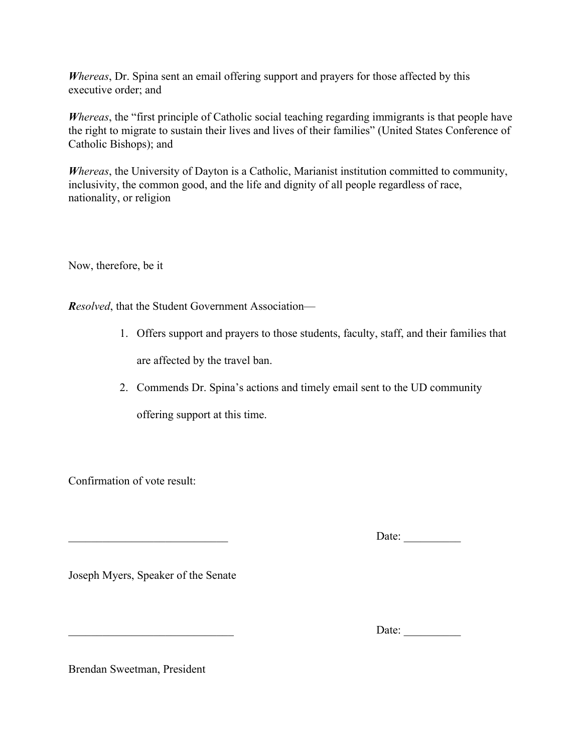***W**hereas*, Dr. Spina sent an email offering support and prayers for those affected by this executive order; and

***W**hereas*, the "first principle of Catholic social teaching regarding immigrants is that people have the right to migrate to sustain their lives and lives of their families" (United States Conference of Catholic Bishops); and

***W**hereas*, the University of Dayton is a Catholic, Marianist institution committed to community, inclusivity, the common good, and the life and dignity of all people regardless of race, nationality, or religion

Now, therefore, be it

***R**esolved*, that the Student Government Association—

1. Offers support and prayers to those students, faculty, staff, and their families that are affected by the travel ban.
2. Commends Dr. Spina's actions and timely email sent to the UD community offering support at this time.

Confirmation of vote result:

____________________________ Date: __________

Joseph Myers, Speaker of the Senate

_____________________________ Date: __________

Brendan Sweetman, President